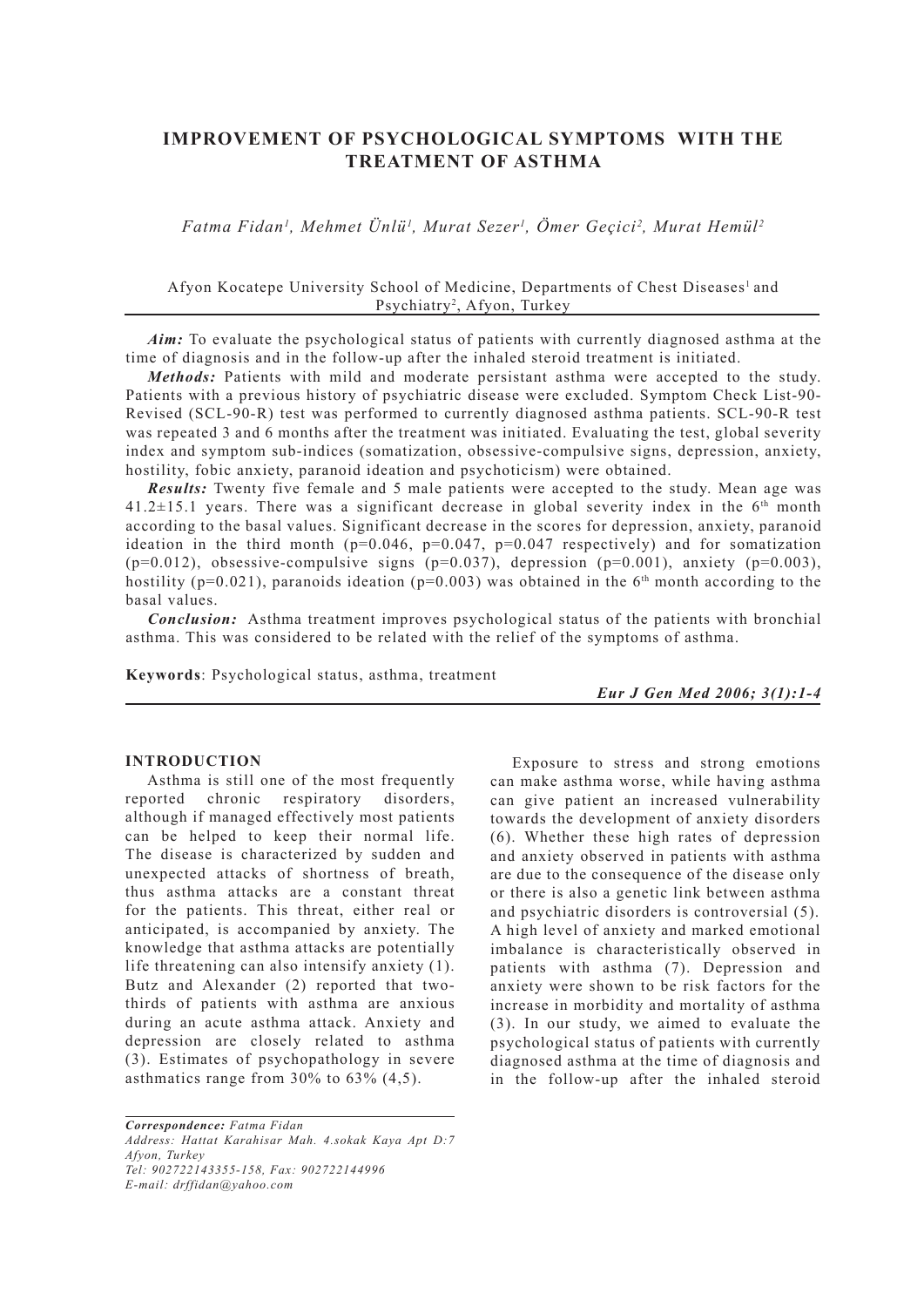# IMPROVEMENT OF PSYCHOLOGICAL SYMPTOMS WITH THE TREATMENT OF ASTHMA

*Fatma Fidan[1], Mehmet Ünlü[1], Murat Sezer[1], Ömer Geçici[2], Murat Hemül[2]*

Afyon Kocatepe University School of Medicine, Departments of Chest Diseases[1] and Psychiatry[2], Afyon, Turkey

***Aim:*** To evaluate the psychological status of patients with currently diagnosed asthma at the time of diagnosis and in the follow-up after the inhaled steroid treatment is initiated.

***Methods:*** Patients with mild and moderate persistant asthma were accepted to the study. Patients with a previous history of psychiatric disease were excluded. Symptom Check List-90-Revised (SCL-90-R) test was performed to currently diagnosed asthma patients. SCL-90-R test was repeated 3 and 6 months after the treatment was initiated. Evaluating the test, global severity index and symptom sub-indices (somatization, obsessive-compulsive signs, depression, anxiety, hostility, fobic anxiety, paranoid ideation and psychoticism) were obtained.

***Results:*** Twenty five female and 5 male patients were accepted to the study. Mean age was 41.2±15.1 years. There was a significant decrease in global severity index in the 6$^{th}$ month according to the basal values. Significant decrease in the scores for depression, anxiety, paranoid ideation in the third month ($p=0.046$, $p=0.047$, $p=0.047$ respectively) and for somatization ($p=0.012$), obsessive-compulsive signs ($p=0.037$), depression ($p=0.001$), anxiety ($p=0.003$), hostility ($p=0.021$), paranoids ideation ($p=0.003$) was obtained in the 6$^{th}$ month according to the basal values.

***Conclusion:*** Asthma treatment improves psychological status of the patients with bronchial asthma. This was considered to be related with the relief of the symptoms of asthma.

**Keywords**: Psychological status, asthma, treatment

***Eur J Gen Med 2006; 3(1):1-4***

## INTRODUCTION

Asthma is still one of the most frequently reported chronic respiratory disorders, although if managed effectively most patients can be helped to keep their normal life. The disease is characterized by sudden and unexpected attacks of shortness of breath, thus asthma attacks are a constant threat for the patients. This threat, either real or anticipated, is accompanied by anxiety. The knowledge that asthma attacks are potentially life threatening can also intensify anxiety (1). Butz and Alexander (2) reported that two-thirds of patients with asthma are anxious during an acute asthma attack. Anxiety and depression are closely related to asthma (3). Estimates of psychopathology in severe asthmatics range from 30% to 63% (4,5).

Exposure to stress and strong emotions can make asthma worse, while having asthma can give patient an increased vulnerability towards the development of anxiety disorders (6). Whether these high rates of depression and anxiety observed in patients with asthma are due to the consequence of the disease only or there is also a genetic link between asthma and psychiatric disorders is controversial (5). A high level of anxiety and marked emotional imbalance is characteristically observed in patients with asthma (7). Depression and anxiety were shown to be risk factors for the increase in morbidity and mortality of asthma (3). In our study, we aimed to evaluate the psychological status of patients with currently diagnosed asthma at the time of diagnosis and in the follow-up after the inhaled steroid

---

*Correspondence: Fatma Fidan*
*Address: Hattat Karahisar Mah. 4.sokak Kaya Apt D:7 Afyon, Turkey*
*Tel: 902722143355-158, Fax: 902722144996*
*E-mail: drffidan@yahoo.com*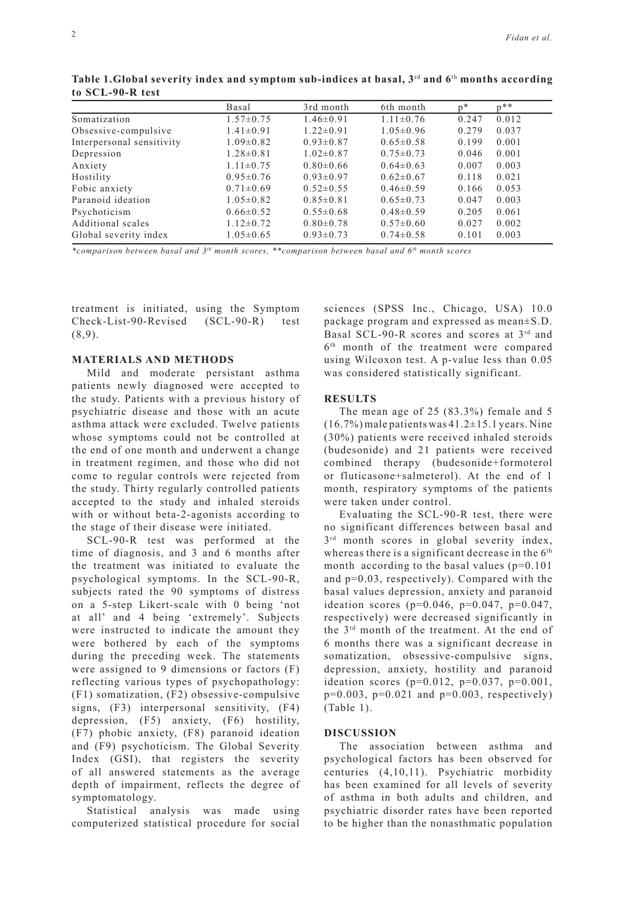**Table 1. Global severity index and symptom sub-indices at basal, 3[rd] and 6[th] months according to SCL-90-R test**

| | Basal | 3rd month | 6th month | p* | p** |
|---|---|---|---|---|---|
| Somatization | 1.57±0.75 | 1.46±0.91 | 1.11±0.76 | 0.247 | 0.012 |
| Obsessive-compulsive | 1.41±0.91 | 1.22±0.91 | 1.05±0.96 | 0.279 | 0.037 |
| Interpersonal sensitivity | 1.09±0.82 | 0.93±0.87 | 0.65±0.58 | 0.199 | 0.001 |
| Depression | 1.28±0.81 | 1.02±0.87 | 0.75±0.73 | 0.046 | 0.001 |
| Anxiety | 1.11±0.75 | 0.80±0.66 | 0.64±0.63 | 0.007 | 0.003 |
| Hostility | 0.95±0.76 | 0.93±0.97 | 0.62±0.67 | 0.118 | 0.021 |
| Fobic anxiety | 0.71±0.69 | 0.52±0.55 | 0.46±0.59 | 0.166 | 0.053 |
| Paranoid ideation | 1.05±0.82 | 0.85±0.81 | 0.65±0.73 | 0.047 | 0.003 |
| Psychoticism | 0.66±0.52 | 0.55±0.68 | 0.48±0.59 | 0.205 | 0.061 |
| Additional scales | 1.12±0.72 | 0.80±0.78 | 0.57±0.60 | 0.027 | 0.002 |
| Global severity index | 1.05±0.65 | 0.93±0.73 | 0.74±0.58 | 0.101 | 0.003 |

*\*comparison between basal and 3[th] month scores, \*\*comparison between basal and 6[th] month scores*

treatment is initiated, using the Symptom Check-List-90-Revised (SCL-90-R) test (8,9).

## MATERIALS AND METHODS

Mild and moderate persistant asthma patients newly diagnosed were accepted to the study. Patients with a previous history of psychiatric disease and those with an acute asthma attack were excluded. Twelve patients whose symptoms could not be controlled at the end of one month and underwent a change in treatment regimen, and those who did not come to regular controls were rejected from the study. Thirty regularly controlled patients accepted to the study and inhaled steroids with or without beta-2-agonists according to the stage of their disease were initiated.

SCL-90-R test was performed at the time of diagnosis, and 3 and 6 months after the treatment was initiated to evaluate the psychological symptoms. In the SCL-90-R, subjects rated the 90 symptoms of distress on a 5-step Likert-scale with 0 being 'not at all' and 4 being 'extremely'. Subjects were instructed to indicate the amount they were bothered by each of the symptoms during the preceding week. The statements were assigned to 9 dimensions or factors (F) reflecting various types of psychopathology: (F1) somatization, (F2) obsessive-compulsive signs, (F3) interpersonal sensitivity, (F4) depression, (F5) anxiety, (F6) hostility, (F7) phobic anxiety, (F8) paranoid ideation and (F9) psychoticism. The Global Severity Index (GSI), that registers the severity of all answered statements as the average depth of impairment, reflects the degree of symptomatology.

Statistical analysis was made using computerized statistical procedure for social sciences (SPSS Inc., Chicago, USA) 10.0 package program and expressed as mean±S.D. Basal SCL-90-R scores and scores at 3[rd] and 6[th] month of the treatment were compared using Wilcoxon test. A p-value less than 0.05 was considered statistically significant.

## RESULTS

The mean age of 25 (83.3%) female and 5 (16.7%) male patients was 41.2±15.1 years. Nine (30%) patients were received inhaled steroids (budesonide) and 21 patients were received combined therapy (budesonide+formoterol or fluticasone+salmeterol). At the end of 1 month, respiratory symptoms of the patients were taken under control.

Evaluating the SCL-90-R test, there were no significant differences between basal and 3[rd] month scores in global severity index, whereas there is a significant decrease in the 6[th] month according to the basal values (p=0.101 and p=0.03, respectively). Compared with the basal values depression, anxiety and paranoid ideation scores (p=0.046, p=0.047, p=0.047, respectively) were decreased significantly in the 3[rd] month of the treatment. At the end of 6 months there was a significant decrease in somatization, obsessive-compulsive signs, depression, anxiety, hostility and paranoid ideation scores (p=0.012, p=0.037, p=0.001, p=0.003, p=0.021 and p=0.003, respectively) (Table 1).

## DISCUSSION

The association between asthma and psychological factors has been observed for centuries (4,10,11). Psychiatric morbidity has been examined for all levels of severity of asthma in both adults and children, and psychiatric disorder rates have been reported to be higher than the nonasthmatic population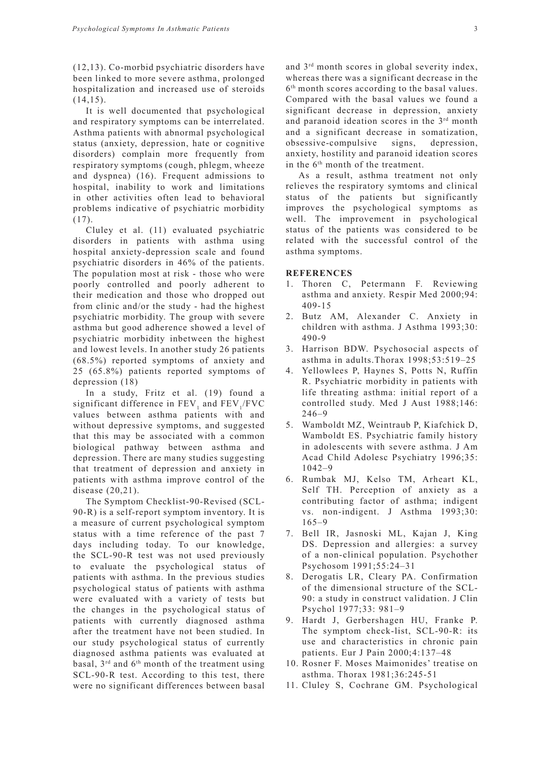(12,13). Co-morbid psychiatric disorders have been linked to more severe asthma, prolonged hospitalization and increased use of steroids (14,15).

It is well documented that psychological and respiratory symptoms can be interrelated. Asthma patients with abnormal psychological status (anxiety, depression, hate or cognitive disorders) complain more frequently from respiratory symptoms (cough, phlegm, wheeze and dyspnea) (16). Frequent admissions to hospital, inability to work and limitations in other activities often lead to behavioral problems indicative of psychiatric morbidity (17).

Cluley et al. (11) evaluated psychiatric disorders in patients with asthma using hospital anxiety-depression scale and found psychiatric disorders in 46% of the patients. The population most at risk - those who were poorly controlled and poorly adherent to their medication and those who dropped out from clinic and/or the study - had the highest psychiatric morbidity. The group with severe asthma but good adherence showed a level of psychiatric morbidity inbetween the highest and lowest levels. In another study 26 patients (68.5%) reported symptoms of anxiety and 25 (65.8%) patients reported symptoms of depression (18)

In a study, Fritz et al. (19) found a significant difference in $FEV_1$ and $FEV_1/FVC$ values between asthma patients with and without depressive symptoms, and suggested that this may be associated with a common biological pathway between asthma and depression. There are many studies suggesting that treatment of depression and anxiety in patients with asthma improve control of the disease (20,21).

The Symptom Checklist-90-Revised (SCL-90-R) is a self-report symptom inventory. It is a measure of current psychological symptom status with a time reference of the past 7 days including today. To our knowledge, the SCL-90-R test was not used previously to evaluate the psychological status of patients with asthma. In the previous studies psychological status of patients with asthma were evaluated with a variety of tests but the changes in the psychological status of patients with currently diagnosed asthma after the treatment have not been studied. In our study psychological status of currently diagnosed asthma patients was evaluated at basal, 3rd and 6th month of the treatment using SCL-90-R test. According to this test, there were no significant differences between basal and 3rd month scores in global severity index, whereas there was a significant decrease in the 6th month scores according to the basal values. Compared with the basal values we found a significant decrease in depression, anxiety and paranoid ideation scores in the 3rd month and a significant decrease in somatization, obsessive-compulsive signs, depression, anxiety, hostility and paranoid ideation scores in the 6th month of the treatment.

As a result, asthma treatment not only relieves the respiratory symtoms and clinical status of the patients but significantly improves the psychological symptoms as well. The improvement in psychological status of the patients was considered to be related with the successful control of the asthma symptoms.

## REFERENCES

1. Thoren C, Petermann F. Reviewing asthma and anxiety. Respir Med 2000;94: 409-15
2. Butz AM, Alexander C. Anxiety in children with asthma. J Asthma 1993;30: 490-9
3. Harrison BDW. Psychosocial aspects of asthma in adults.Thorax 1998;53:519–25
4. Yellowlees P, Haynes S, Potts N, Ruffin R. Psychiatric morbidity in patients with life threating asthma: initial report of a controlled study. Med J Aust 1988;146: 246–9
5. Wamboldt MZ, Weintraub P, Kiafchick D, Wamboldt ES. Psychiatric family history in adolescents with severe asthma. J Am Acad Child Adolesc Psychiatry 1996;35: 1042–9
6. Rumbak MJ, Kelso TM, Arheart KL, Self TH. Perception of anxiety as a contributing factor of asthma; indigent vs. non-indigent. J Asthma 1993;30: 165–9
7. Bell IR, Jasnoski ML, Kajan J, King DS. Depression and allergies: a survey of a non-clinical population. Psychother Psychosom 1991;55:24–31
8. Derogatis LR, Cleary PA. Confirmation of the dimensional structure of the SCL-90: a study in construct validation. J Clin Psychol 1977;33: 981–9
9. Hardt J, Gerbershagen HU, Franke P. The symptom check-list, SCL-90-R: its use and characteristics in chronic pain patients. Eur J Pain 2000;4:137–48
10. Rosner F. Moses Maimonides' treatise on asthma. Thorax 1981;36:245-51
11. Cluley S, Cochrane GM. Psychological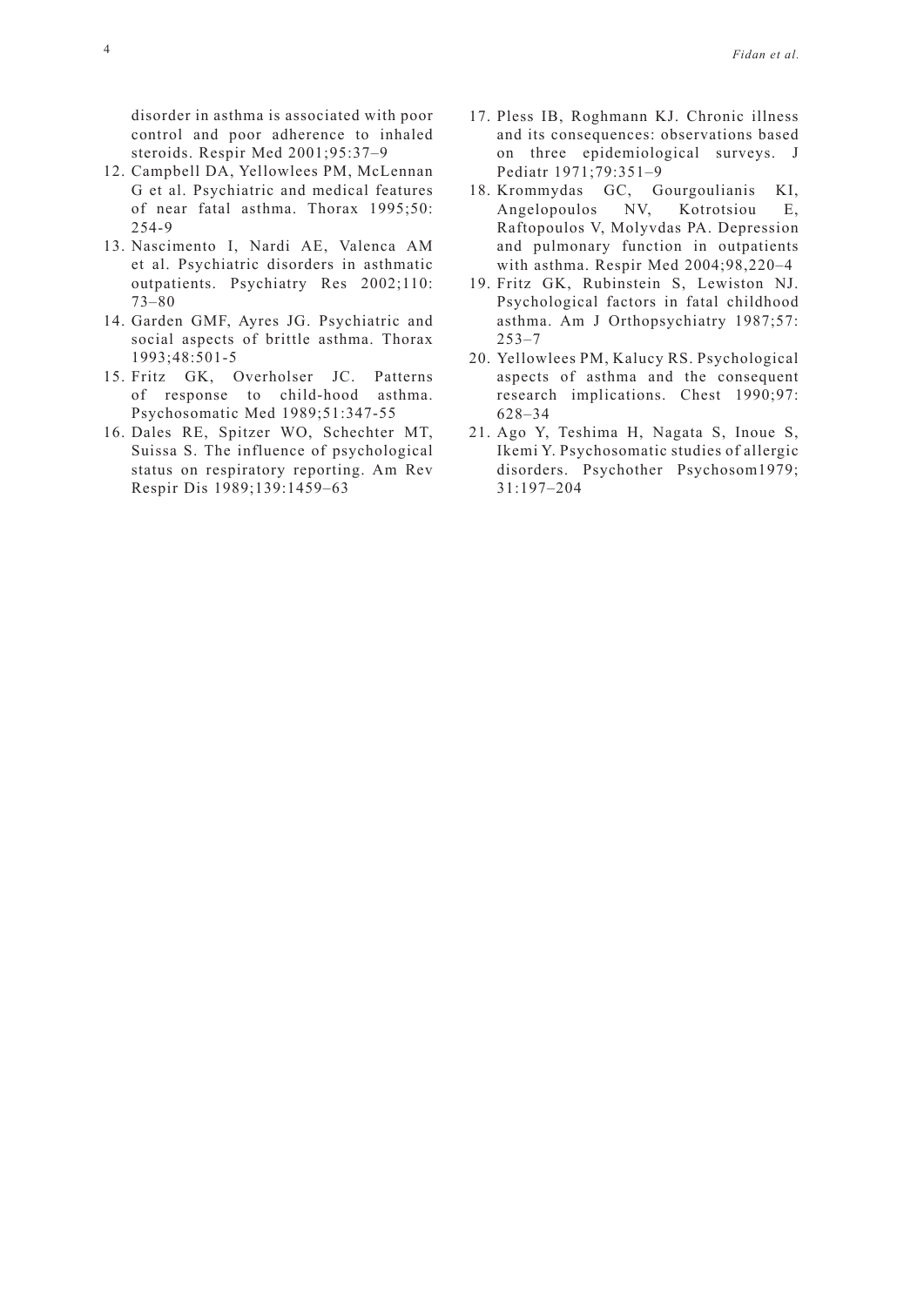disorder in asthma is associated with poor control and poor adherence to inhaled steroids. Respir Med 2001;95:37–9

12. Campbell DA, Yellowlees PM, McLennan G et al. Psychiatric and medical features of near fatal asthma. Thorax 1995;50: 254-9
13. Nascimento I, Nardi AE, Valenca AM et al. Psychiatric disorders in asthmatic outpatients. Psychiatry Res 2002;110: 73–80
14. Garden GMF, Ayres JG. Psychiatric and social aspects of brittle asthma. Thorax 1993;48:501-5
15. Fritz GK, Overholser JC. Patterns of response to child-hood asthma. Psychosomatic Med 1989;51:347-55
16. Dales RE, Spitzer WO, Schechter MT, Suissa S. The influence of psychological status on respiratory reporting. Am Rev Respir Dis 1989;139:1459–63
17. Pless IB, Roghmann KJ. Chronic illness and its consequences: observations based on three epidemiological surveys. J Pediatr 1971;79:351–9
18. Krommydas GC, Gourgoulianis KI, Angelopoulos NV, Kotrotsiou E, Raftopoulos V, Molyvdas PA. Depression and pulmonary function in outpatients with asthma. Respir Med 2004;98,220–4
19. Fritz GK, Rubinstein S, Lewiston NJ. Psychological factors in fatal childhood asthma. Am J Orthopsychiatry 1987;57: 253–7
20. Yellowlees PM, Kalucy RS. Psychological aspects of asthma and the consequent research implications. Chest 1990;97: 628–34
21. Ago Y, Teshima H, Nagata S, Inoue S, Ikemi Y. Psychosomatic studies of allergic disorders. Psychother Psychosom1979; 31:197–204